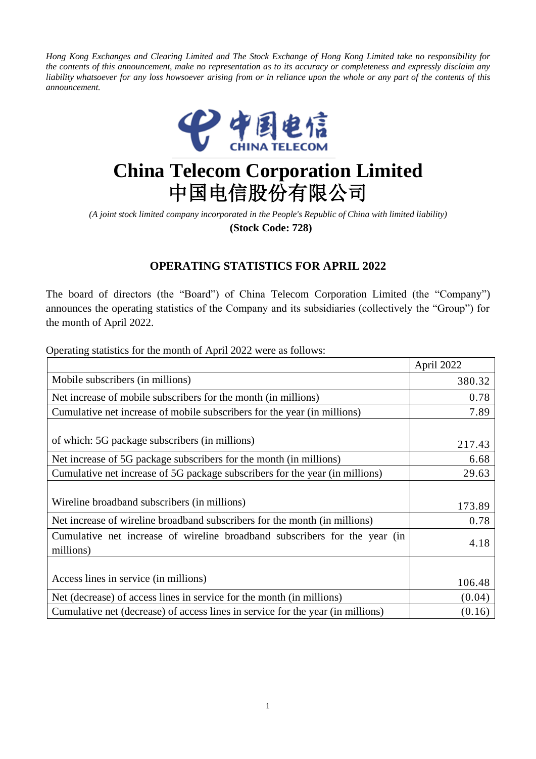*Hong Kong Exchanges and Clearing Limited and The Stock Exchange of Hong Kong Limited take no responsibility for the contents of this announcement, make no representation as to its accuracy or completeness and expressly disclaim any liability whatsoever for any loss howsoever arising from or in reliance upon the whole or any part of the contents of this announcement.*

中国电信
CHINA TELECOM

# China Telecom Corporation Limited
# 中国电信股份有限公司

*(A joint stock limited company incorporated in the People's Republic of China with limited liability)*

**(Stock Code: 728)**

## OPERATING STATISTICS FOR APRIL 2022

The board of directors (the "Board") of China Telecom Corporation Limited (the "Company") announces the operating statistics of the Company and its subsidiaries (collectively the "Group") for the month of April 2022.

Operating statistics for the month of April 2022 were as follows:

| | April 2022 |
|---|---|
| Mobile subscribers (in millions) | 380.32 |
| Net increase of mobile subscribers for the month (in millions) | 0.78 |
| Cumulative net increase of mobile subscribers for the year (in millions) | 7.89 |
| of which: 5G package subscribers (in millions) | 217.43 |
| Net increase of 5G package subscribers for the month (in millions) | 6.68 |
| Cumulative net increase of 5G package subscribers for the year (in millions) | 29.63 |
| Wireline broadband subscribers (in millions) | 173.89 |
| Net increase of wireline broadband subscribers for the month (in millions) | 0.78 |
| Cumulative net increase of wireline broadband subscribers for the year (in millions) | 4.18 |
| Access lines in service (in millions) | 106.48 |
| Net (decrease) of access lines in service for the month (in millions) | (0.04) |
| Cumulative net (decrease) of access lines in service for the year (in millions) | (0.16) |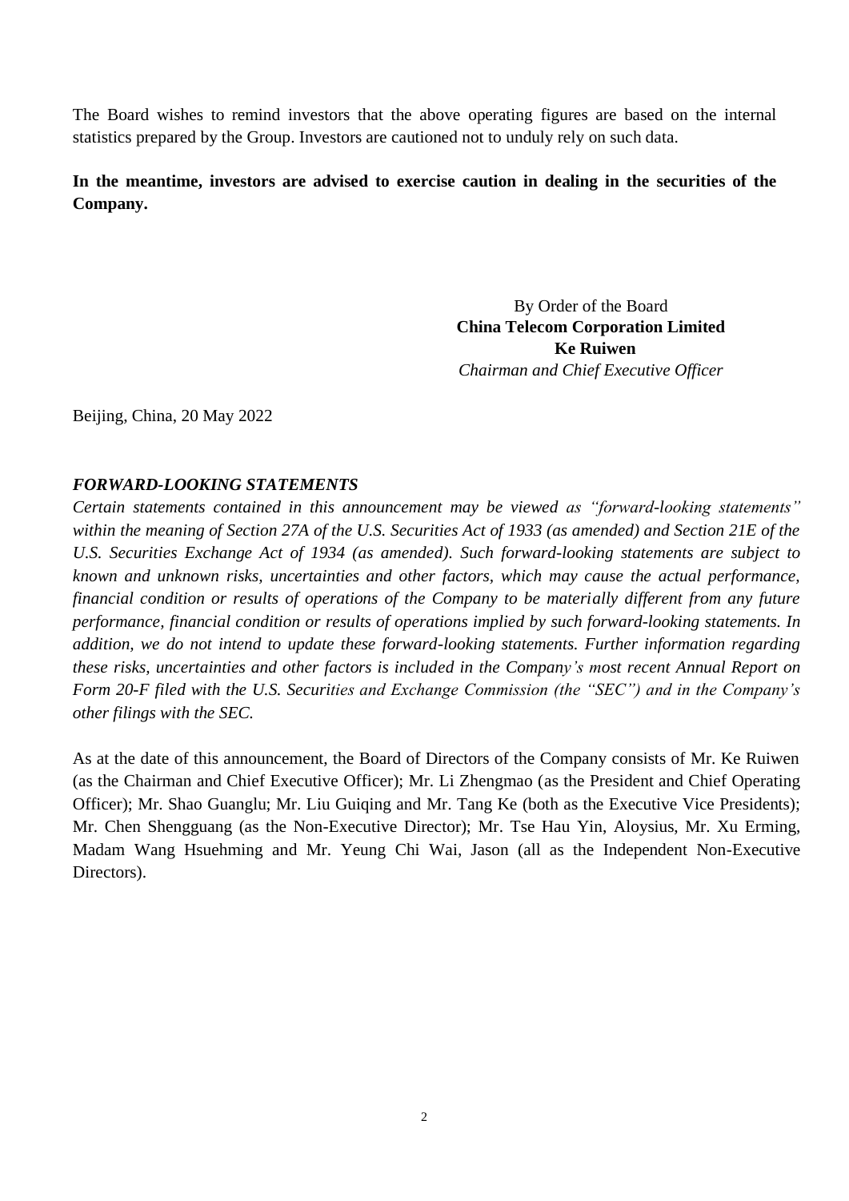The Board wishes to remind investors that the above operating figures are based on the internal statistics prepared by the Group. Investors are cautioned not to unduly rely on such data.

**In the meantime, investors are advised to exercise caution in dealing in the securities of the Company.**

By Order of the Board
**China Telecom Corporation Limited**
**Ke Ruiwen**
*Chairman and Chief Executive Officer*

Beijing, China, 20 May 2022

***FORWARD-LOOKING STATEMENTS***

*Certain statements contained in this announcement may be viewed as "forward-looking statements" within the meaning of Section 27A of the U.S. Securities Act of 1933 (as amended) and Section 21E of the U.S. Securities Exchange Act of 1934 (as amended). Such forward-looking statements are subject to known and unknown risks, uncertainties and other factors, which may cause the actual performance, financial condition or results of operations of the Company to be materially different from any future performance, financial condition or results of operations implied by such forward-looking statements. In addition, we do not intend to update these forward-looking statements. Further information regarding these risks, uncertainties and other factors is included in the Company's most recent Annual Report on Form 20-F filed with the U.S. Securities and Exchange Commission (the "SEC") and in the Company's other filings with the SEC.*

As at the date of this announcement, the Board of Directors of the Company consists of Mr. Ke Ruiwen (as the Chairman and Chief Executive Officer); Mr. Li Zhengmao (as the President and Chief Operating Officer); Mr. Shao Guanglu; Mr. Liu Guiqing and Mr. Tang Ke (both as the Executive Vice Presidents); Mr. Chen Shengguang (as the Non-Executive Director); Mr. Tse Hau Yin, Aloysius, Mr. Xu Erming, Madam Wang Hsuehming and Mr. Yeung Chi Wai, Jason (all as the Independent Non-Executive Directors).